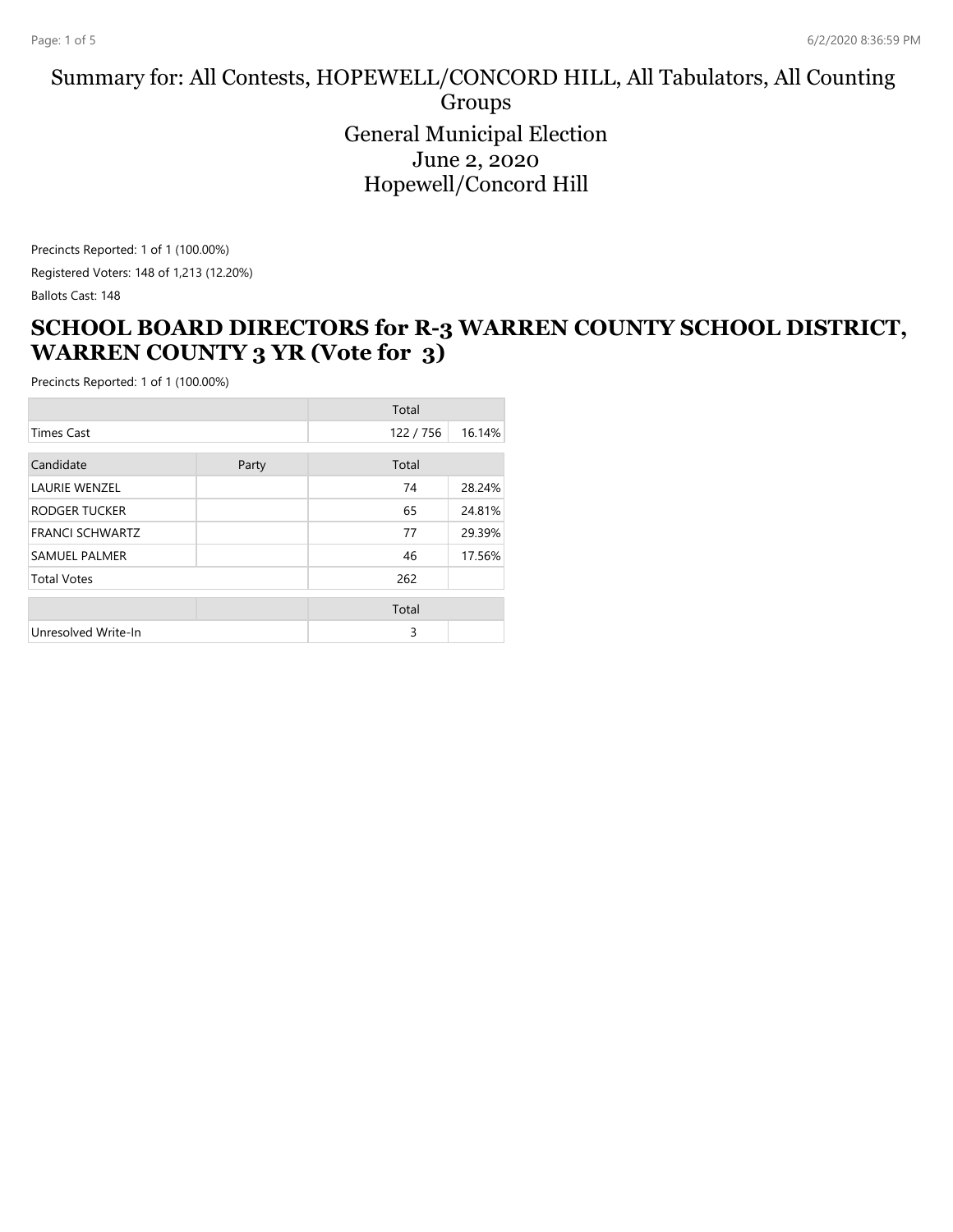# Summary for: All Contests, HOPEWELL/CONCORD HILL, All Tabulators, All Counting Groups

## General Municipal Election
## June 2, 2020
## Hopewell/Concord Hill

Precincts Reported: 1 of 1 (100.00%)

Registered Voters: 148 of 1,213 (12.20%)

Ballots Cast: 148

## SCHOOL BOARD DIRECTORS for R-3 WARREN COUNTY SCHOOL DISTRICT, WARREN COUNTY 3 YR (Vote for 3)

Precincts Reported: 1 of 1 (100.00%)

| | | Total | |
|---|---|---|---|
| Times Cast | | 122 / 756 | 16.14% |

| Candidate | Party | Total | |
|---|---|---|---|
| LAURIE WENZEL | | 74 | 28.24% |
| RODGER TUCKER | | 65 | 24.81% |
| FRANCI SCHWARTZ | | 77 | 29.39% |
| SAMUEL PALMER | | 46 | 17.56% |
| Total Votes | | 262 | |

| | | Total | |
|---|---|---|---|
| Unresolved Write-In | | 3 | |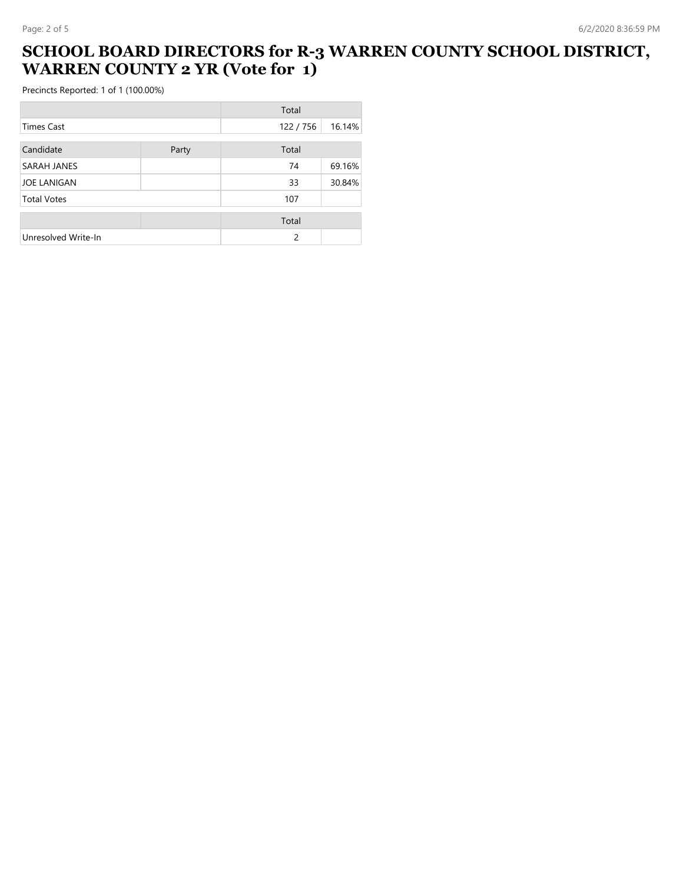# SCHOOL BOARD DIRECTORS for R-3 WARREN COUNTY SCHOOL DISTRICT, WARREN COUNTY 2 YR (Vote for 1)

Precincts Reported: 1 of 1 (100.00%)

| | | Total | |
|---|---|---|---|
| Times Cast | | 122 / 756 | 16.14% |

| Candidate | Party | Total | |
|---|---|---|---|
| SARAH JANES | | 74 | 69.16% |
| JOE LANIGAN | | 33 | 30.84% |
| Total Votes | | 107 | |

| | | Total | |
|---|---|---|---|
| Unresolved Write-In | | 2 | |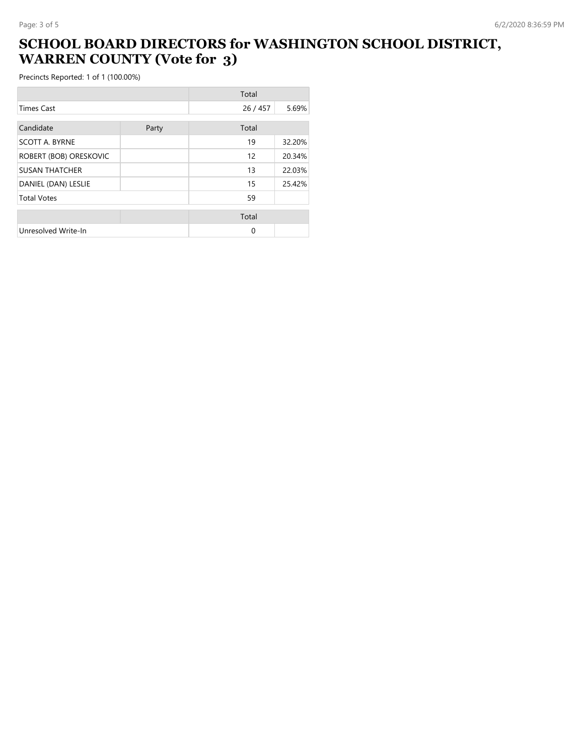# SCHOOL BOARD DIRECTORS for WASHINGTON SCHOOL DISTRICT, WARREN COUNTY (Vote for 3)

Precincts Reported: 1 of 1 (100.00%)

| | | Total | |
|---|---|---|---|
| Times Cast | | 26 / 457 | 5.69% |

| Candidate | Party | Total | |
|---|---|---|---|
| SCOTT A. BYRNE | | 19 | 32.20% |
| ROBERT (BOB) ORESKOVIC | | 12 | 20.34% |
| SUSAN THATCHER | | 13 | 22.03% |
| DANIEL (DAN) LESLIE | | 15 | 25.42% |
| Total Votes | | 59 | |

| | | Total | |
|---|---|---|---|
| Unresolved Write-In | | 0 | |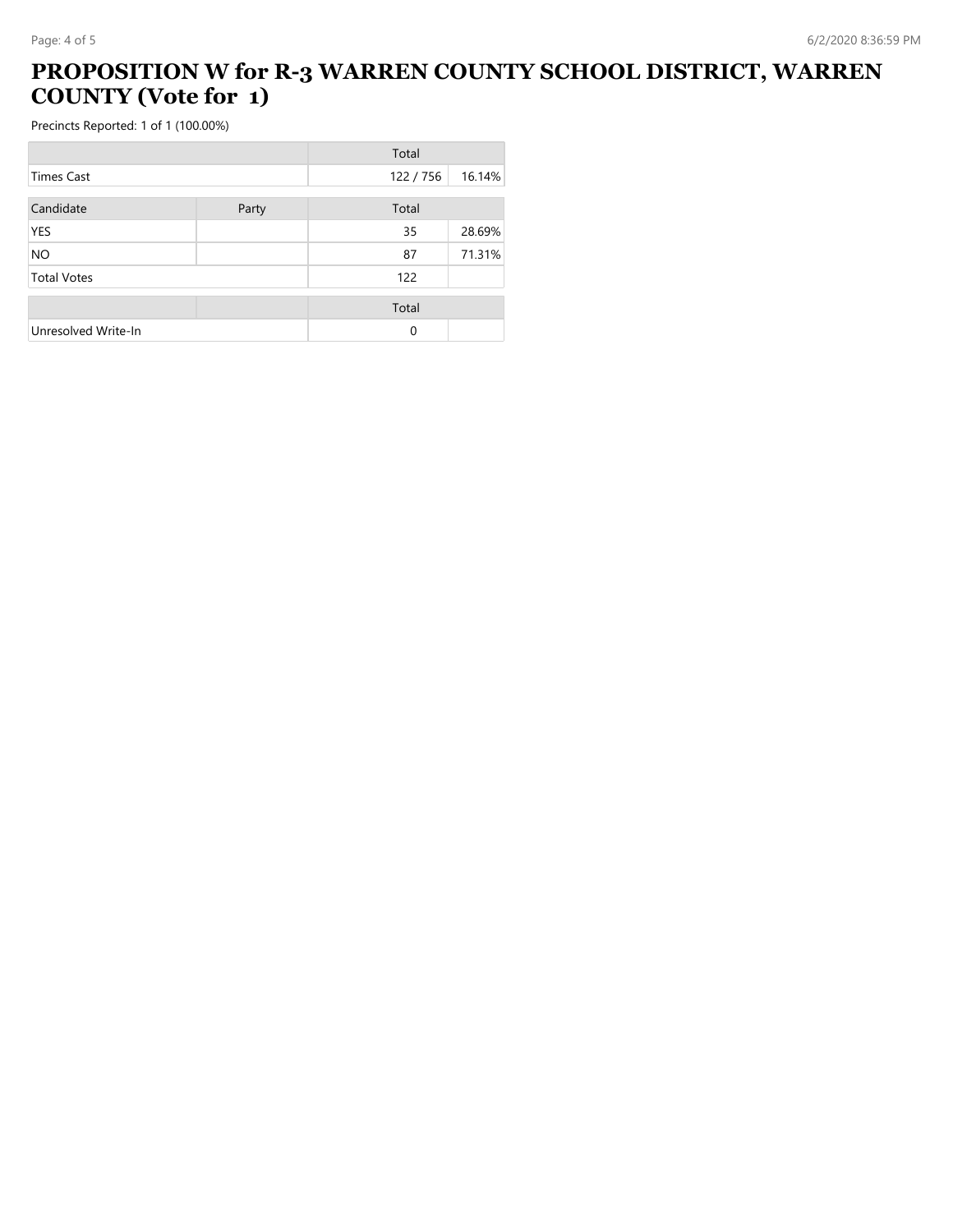# PROPOSITION W for R-3 WARREN COUNTY SCHOOL DISTRICT, WARREN COUNTY (Vote for 1)

Precincts Reported: 1 of 1 (100.00%)

| | | Total | |
|---|---|---|---|
| Times Cast | | 122 / 756 | 16.14% |
| Candidate | Party | Total | |
| YES | | 35 | 28.69% |
| NO | | 87 | 71.31% |
| Total Votes | | 122 | |

| | | Total | |
|---|---|---|---|
| Unresolved Write-In | | 0 | |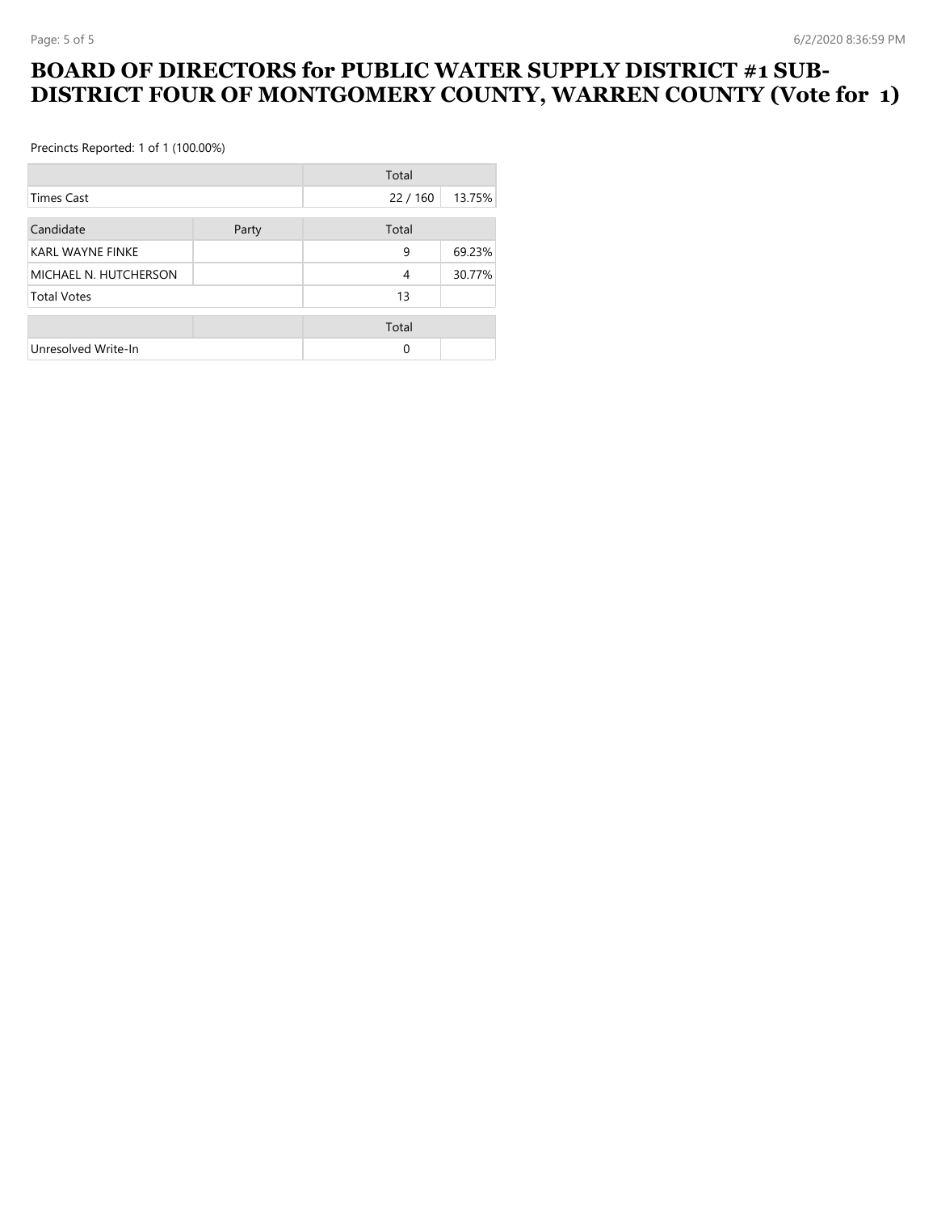# BOARD OF DIRECTORS for PUBLIC WATER SUPPLY DISTRICT #1 SUB-DISTRICT FOUR OF MONTGOMERY COUNTY, WARREN COUNTY (Vote for 1)

Precincts Reported: 1 of 1 (100.00%)

| | | Total | |
|---|---|---|---|
| Times Cast | | 22 / 160 | 13.75% |

| Candidate | Party | Total | |
|---|---|---|---|
| KARL WAYNE FINKE | | 9 | 69.23% |
| MICHAEL N. HUTCHERSON | | 4 | 30.77% |
| Total Votes | | 13 | |

| | | Total | |
|---|---|---|---|
| Unresolved Write-In | | 0 | |